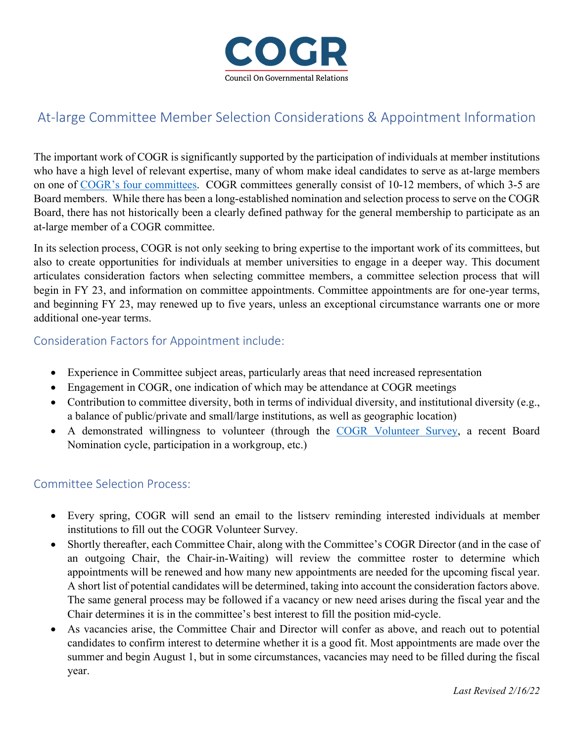# COGR

Council On Governmental Relations

## At-large Committee Member Selection Considerations & Appointment Information

The important work of COGR is significantly supported by the participation of individuals at member institutions who have a high level of relevant expertise, many of whom make ideal candidates to serve as at-large members on one of COGR's four committees. COGR committees generally consist of 10-12 members, of which 3-5 are Board members. While there has been a long-established nomination and selection process to serve on the COGR Board, there has not historically been a clearly defined pathway for the general membership to participate as an at-large member of a COGR committee.

In its selection process, COGR is not only seeking to bring expertise to the important work of its committees, but also to create opportunities for individuals at member universities to engage in a deeper way. This document articulates consideration factors when selecting committee members, a committee selection process that will begin in FY 23, and information on committee appointments. Committee appointments are for one-year terms, and beginning FY 23, may renewed up to five years, unless an exceptional circumstance warrants one or more additional one-year terms.

### Consideration Factors for Appointment include:

- Experience in Committee subject areas, particularly areas that need increased representation
- Engagement in COGR, one indication of which may be attendance at COGR meetings
- Contribution to committee diversity, both in terms of individual diversity, and institutional diversity (e.g., a balance of public/private and small/large institutions, as well as geographic location)
- A demonstrated willingness to volunteer (through the COGR Volunteer Survey, a recent Board Nomination cycle, participation in a workgroup, etc.)

### Committee Selection Process:

- Every spring, COGR will send an email to the listserv reminding interested individuals at member institutions to fill out the COGR Volunteer Survey.
- Shortly thereafter, each Committee Chair, along with the Committee's COGR Director (and in the case of an outgoing Chair, the Chair-in-Waiting) will review the committee roster to determine which appointments will be renewed and how many new appointments are needed for the upcoming fiscal year. A short list of potential candidates will be determined, taking into account the consideration factors above. The same general process may be followed if a vacancy or new need arises during the fiscal year and the Chair determines it is in the committee's best interest to fill the position mid-cycle.
- As vacancies arise, the Committee Chair and Director will confer as above, and reach out to potential candidates to confirm interest to determine whether it is a good fit. Most appointments are made over the summer and begin August 1, but in some circumstances, vacancies may need to be filled during the fiscal year.

*Last Revised 2/16/22*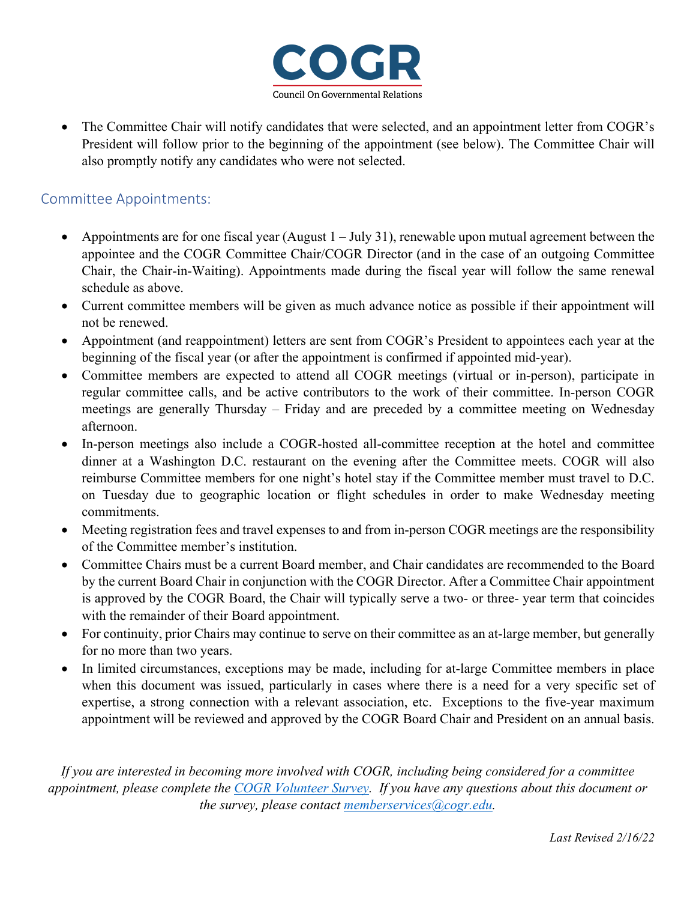- The Committee Chair will notify candidates that were selected, and an appointment letter from COGR's President will follow prior to the beginning of the appointment (see below). The Committee Chair will also promptly notify any candidates who were not selected.

## Committee Appointments:

- Appointments are for one fiscal year (August 1 – July 31), renewable upon mutual agreement between the appointee and the COGR Committee Chair/COGR Director (and in the case of an outgoing Committee Chair, the Chair-in-Waiting). Appointments made during the fiscal year will follow the same renewal schedule as above.
- Current committee members will be given as much advance notice as possible if their appointment will not be renewed.
- Appointment (and reappointment) letters are sent from COGR's President to appointees each year at the beginning of the fiscal year (or after the appointment is confirmed if appointed mid-year).
- Committee members are expected to attend all COGR meetings (virtual or in-person), participate in regular committee calls, and be active contributors to the work of their committee. In-person COGR meetings are generally Thursday – Friday and are preceded by a committee meeting on Wednesday afternoon.
- In-person meetings also include a COGR-hosted all-committee reception at the hotel and committee dinner at a Washington D.C. restaurant on the evening after the Committee meets. COGR will also reimburse Committee members for one night's hotel stay if the Committee member must travel to D.C. on Tuesday due to geographic location or flight schedules in order to make Wednesday meeting commitments.
- Meeting registration fees and travel expenses to and from in-person COGR meetings are the responsibility of the Committee member's institution.
- Committee Chairs must be a current Board member, and Chair candidates are recommended to the Board by the current Board Chair in conjunction with the COGR Director. After a Committee Chair appointment is approved by the COGR Board, the Chair will typically serve a two- or three- year term that coincides with the remainder of their Board appointment.
- For continuity, prior Chairs may continue to serve on their committee as an at-large member, but generally for no more than two years.
- In limited circumstances, exceptions may be made, including for at-large Committee members in place when this document was issued, particularly in cases where there is a need for a very specific set of expertise, a strong connection with a relevant association, etc. Exceptions to the five-year maximum appointment will be reviewed and approved by the COGR Board Chair and President on an annual basis.

*If you are interested in becoming more involved with COGR, including being considered for a committee appointment, please complete the [COGR Volunteer Survey](). If you have any questions about this document or the survey, please contact [memberservices@cogr.edu](mailto:memberservices@cogr.edu).*

*Last Revised 2/16/22*